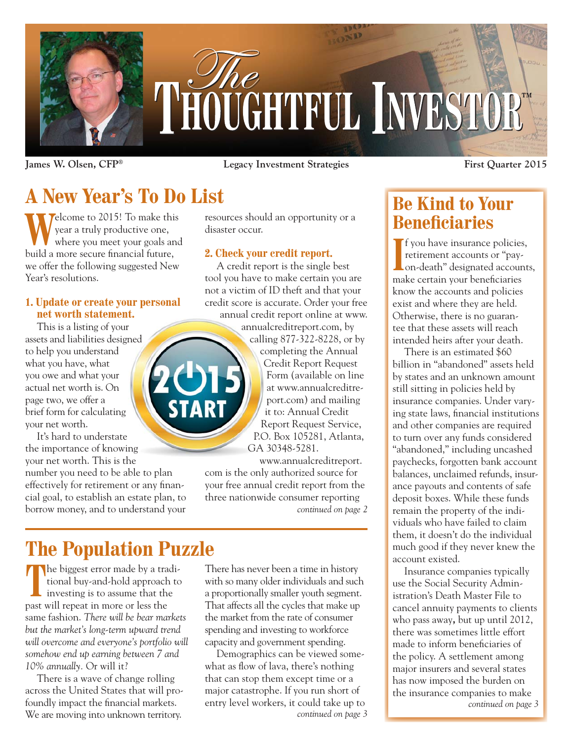# The Thoughtful Investor™

**James W. Olsen, CFP®** — **Legacy Investment Strategies** — **First Quarter 2015**

## A New Year's To Do List

Welcome to 2015! To make this year a truly productive one, where you meet your goals and build a more secure financial future, we offer the following suggested New Year's resolutions.

### 1. Update or create your personal net worth statement.

This is a listing of your assets and liabilities designed to help you understand what you have, what you owe and what your actual net worth is. On page two, we offer a brief form for calculating your net worth.

It's hard to understate the importance of knowing your net worth. This is the number you need to be able to plan effectively for retirement or any financial goal, to establish an estate plan, to borrow money, and to understand your resources should an opportunity or a disaster occur.

### 2. Check your credit report.

A credit report is the single best tool you have to make certain you are not a victim of ID theft and that your credit score is accurate. Order your free annual credit report online at www.annualcreditreport.com, by calling 877-322-8228, or by completing the Annual Credit Report Request Form (available on line at www.annualcreditreport.com) and mailing it to: Annual Credit Report Request Service, P.O. Box 105281, Atlanta, GA 30348-5281.

www.annualcreditreport.com is the only authorized source for your free annual credit report from the three nationwide consumer reporting

*continued on page 2*

## The Population Puzzle

The biggest error made by a traditional buy-and-hold approach to investing is to assume that the past will repeat in more or less the same fashion. *There will be bear markets but the market's long-term upward trend will overcome and everyone's portfolio will somehow end up earning between 7 and 10% annually*. Or will it?

There is a wave of change rolling across the United States that will profoundly impact the financial markets. We are moving into unknown territory. There has never been a time in history with so many older individuals and such a proportionally smaller youth segment. That affects all the cycles that make up the market from the rate of consumer spending and investing to workforce capacity and government spending.

Demographics can be viewed somewhat as flow of lava, there's nothing that can stop them except time or a major catastrophe. If you run short of entry level workers, it could take up to

*continued on page 3*

## Be Kind to Your Beneficiaries

If you have insurance policies, retirement accounts or "pay-on-death" designated accounts, make certain your beneficiaries know the accounts and policies exist and where they are held. Otherwise, there is no guarantee that these assets will reach intended heirs after your death.

There is an estimated $60 billion in "abandoned" assets held by states and an unknown amount still sitting in policies held by insurance companies. Under varying state laws, financial institutions and other companies are required to turn over any funds considered "abandoned," including uncashed paychecks, forgotten bank account balances, unclaimed refunds, insurance payouts and contents of safe deposit boxes. While these funds remain the property of the individuals who have failed to claim them, it doesn't do the individual much good if they never knew the account existed.

Insurance companies typically use the Social Security Administration's Death Master File to cancel annuity payments to clients who pass away, but up until 2012, there was sometimes little effort made to inform beneficiaries of the policy. A settlement among major insurers and several states has now imposed the burden on the insurance companies to make

*continued on page 3*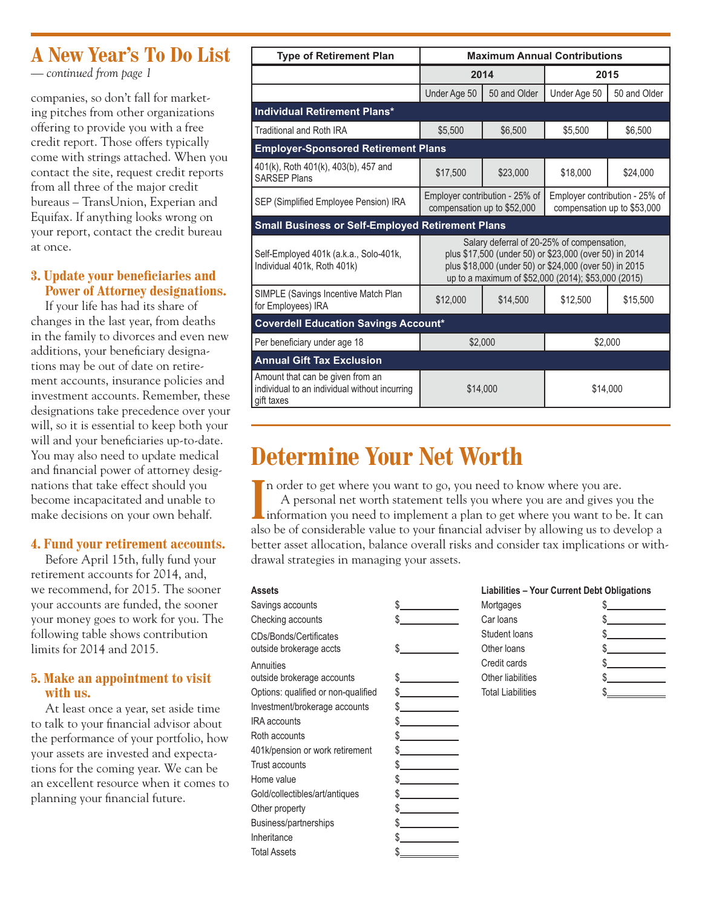## A New Year's To Do List

*— continued from page 1*

companies, so don't fall for marketing pitches from other organizations offering to provide you with a free credit report. Those offers typically come with strings attached. When you contact the site, request credit reports from all three of the major credit bureaus – TransUnion, Experian and Equifax. If anything looks wrong on your report, contact the credit bureau at once.

### 3. Update your beneficiaries and Power of Attorney designations.

If your life has had its share of changes in the last year, from deaths in the family to divorces and even new additions, your beneficiary designations may be out of date on retirement accounts, insurance policies and investment accounts. Remember, these designations take precedence over your will, so it is essential to keep both your will and your beneficiaries up-to-date. You may also need to update medical and financial power of attorney designations that take effect should you become incapacitated and unable to make decisions on your own behalf.

### 4. Fund your retirement accounts.

Before April 15th, fully fund your retirement accounts for 2014, and, we recommend, for 2015. The sooner your accounts are funded, the sooner your money goes to work for you. The following table shows contribution limits for 2014 and 2015.

### 5. Make an appointment to visit with us.

At least once a year, set aside time to talk to your financial advisor about the performance of your portfolio, how your assets are invested and expectations for the coming year. We can be an excellent resource when it comes to planning your financial future.

| Type of Retirement Plan | Maximum Annual Contributions | | | |
|---|---|---|---|---|
| | 2014 | | 2015 | |
| | Under Age 50 | 50 and Older | Under Age 50 | 50 and Older |
| **Individual Retirement Plans*** | | | | |
| Traditional and Roth IRA | $5,500 | $6,500 | $5,500 | $6,500 |
| **Employer-Sponsored Retirement Plans** | | | | |
| 401(k), Roth 401(k), 403(b), 457 and SARSEP Plans | $17,500 | $23,000 | $18,000 | $24,000 |
| SEP (Simplified Employee Pension) IRA | Employer contribution - 25% of compensation up to $52,000 | | Employer contribution - 25% of compensation up to $53,000 | |
| **Small Business or Self-Employed Retirement Plans** | | | | |
| Self-Employed 401k (a.k.a., Solo-401k, Individual 401k, Roth 401k) | Salary deferral of 20-25% of compensation, plus $17,500 (under 50) or $23,000 (over 50) in 2014 plus $18,000 (under 50) or $24,000 (over 50) in 2015 up to a maximum of $52,000 (2014); $53,000 (2015) | | | |
| SIMPLE (Savings Incentive Match Plan for Employees) IRA | $12,000 | $14,500 | $12,500 | $15,500 |
| **Coverdell Education Savings Account*** | | | | |
| Per beneficiary under age 18 | $2,000 | | $2,000 | |
| **Annual Gift Tax Exclusion** | | | | |
| Amount that can be given from an individual to an individual without incurring gift taxes | $14,000 | | $14,000 | |

## Determine Your Net Worth

In order to get where you want to go, you need to know where you are.

A personal net worth statement tells you where you are and gives you the information you need to implement a plan to get where you want to be. It can also be of considerable value to your financial adviser by allowing us to develop a better asset allocation, balance overall risks and consider tax implications or withdrawal strategies in managing your assets.

| Assets | |
|---|---|
| Savings accounts | $\_\_\_\_\_\_\_\_ |
| Checking accounts | $\_\_\_\_\_\_\_\_ |
| CDs/Bonds/Certificates outside brokerage accts | $\_\_\_\_\_\_\_\_ |
| Annuities outside brokerage accounts | $\_\_\_\_\_\_\_\_ |
| Options: qualified or non-qualified | $\_\_\_\_\_\_\_\_ |
| Investment/brokerage accounts | $\_\_\_\_\_\_\_\_ |
| IRA accounts | $\_\_\_\_\_\_\_\_ |
| Roth accounts | $\_\_\_\_\_\_\_\_ |
| 401k/pension or work retirement | $\_\_\_\_\_\_\_\_ |
| Trust accounts | $\_\_\_\_\_\_\_\_ |
| Home value | $\_\_\_\_\_\_\_\_ |
| Gold/collectibles/art/antiques | $\_\_\_\_\_\_\_\_ |
| Other property | $\_\_\_\_\_\_\_\_ |
| Business/partnerships | $\_\_\_\_\_\_\_\_ |
| Inheritance | $\_\_\_\_\_\_\_\_ |
| Total Assets | $\_\_\_\_\_\_\_\_ |

| Liabilities – Your Current Debt Obligations | |
|---|---|
| Mortgages | $\_\_\_\_\_\_\_\_ |
| Car loans | $\_\_\_\_\_\_\_\_ |
| Student loans | $\_\_\_\_\_\_\_\_ |
| Other loans | $\_\_\_\_\_\_\_\_ |
| Credit cards | $\_\_\_\_\_\_\_\_ |
| Other liabilities | $\_\_\_\_\_\_\_\_ |
| Total Liabilities | $\_\_\_\_\_\_\_\_ |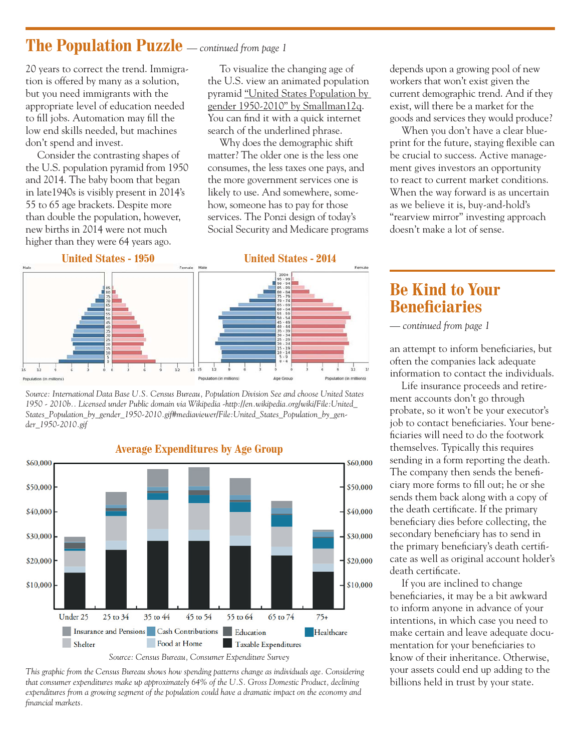## The Population Puzzle — *continued from page 1*

20 years to correct the trend. Immigration is offered by many as a solution, but you need immigrants with the appropriate level of education needed to fill jobs. Automation may fill the low end skills needed, but machines don't spend and invest.

Consider the contrasting shapes of the U.S. population pyramid from 1950 and 2014. The baby boom that began in late1940s is visibly present in 2014's 55 to 65 age brackets. Despite more than double the population, however, new births in 2014 were not much higher than they were 64 years ago.

To visualize the changing age of the U.S. view an animated population pyramid "United States Population by gender 1950-2010" by Smallman12q. You can find it with a quick internet search of the underlined phrase.

Why does the demographic shift matter? The older one is the less one consumes, the less taxes one pays, and the more government services one is likely to use. And somewhere, somehow, someone has to pay for those services. The Ponzi design of today's Social Security and Medicare programs depends upon a growing pool of new workers that won't exist given the current demographic trend. And if they exist, will there be a market for the goods and services they would produce?

When you don't have a clear blueprint for the future, staying flexible can be crucial to success. Active management gives investors an opportunity to react to current market conditions. When the way forward is as uncertain as we believe it is, buy-and-hold's "rearview mirror" investing approach doesn't make a lot of sense.

**United States - 1950** | **United States - 2014**

*Source: International Data Base U.S. Census Bureau, Population Division See and choose United States 1950 - 2010b.. Licensed under Public domain via Wikipedia -http://en.wikipedia.org/wiki/File:United_States_Population_by_gender_1950-2010.gif#mediaviewer/File:United_States_Population_by_gender_1950-2010.gif*

**Average Expenditures by Age Group**

Source: Census Bureau, Consumer Expenditure Survey

*This graphic from the Census Bureau shows how spending patterns change as individuals age. Considering that consumer expenditures make up approximately 64% of the U.S. Gross Domestic Product, declining expenditures from a growing segment of the population could have a dramatic impact on the economy and financial markets.*

## Be Kind to Your Beneficiaries

*— continued from page 1*

an attempt to inform beneficiaries, but often the companies lack adequate information to contact the individuals.

Life insurance proceeds and retirement accounts don't go through probate, so it won't be your executor's job to contact beneficiaries. Your beneficiaries will need to do the footwork themselves. Typically this requires sending in a form reporting the death. The company then sends the beneficiary more forms to fill out; he or she sends them back along with a copy of the death certificate. If the primary beneficiary dies before collecting, the secondary beneficiary has to send in the primary beneficiary's death certificate as well as original account holder's death certificate.

If you are inclined to change beneficiaries, it may be a bit awkward to inform anyone in advance of your intentions, in which case you need to make certain and leave adequate documentation for your beneficiaries to know of their inheritance. Otherwise, your assets could end up adding to the billions held in trust by your state.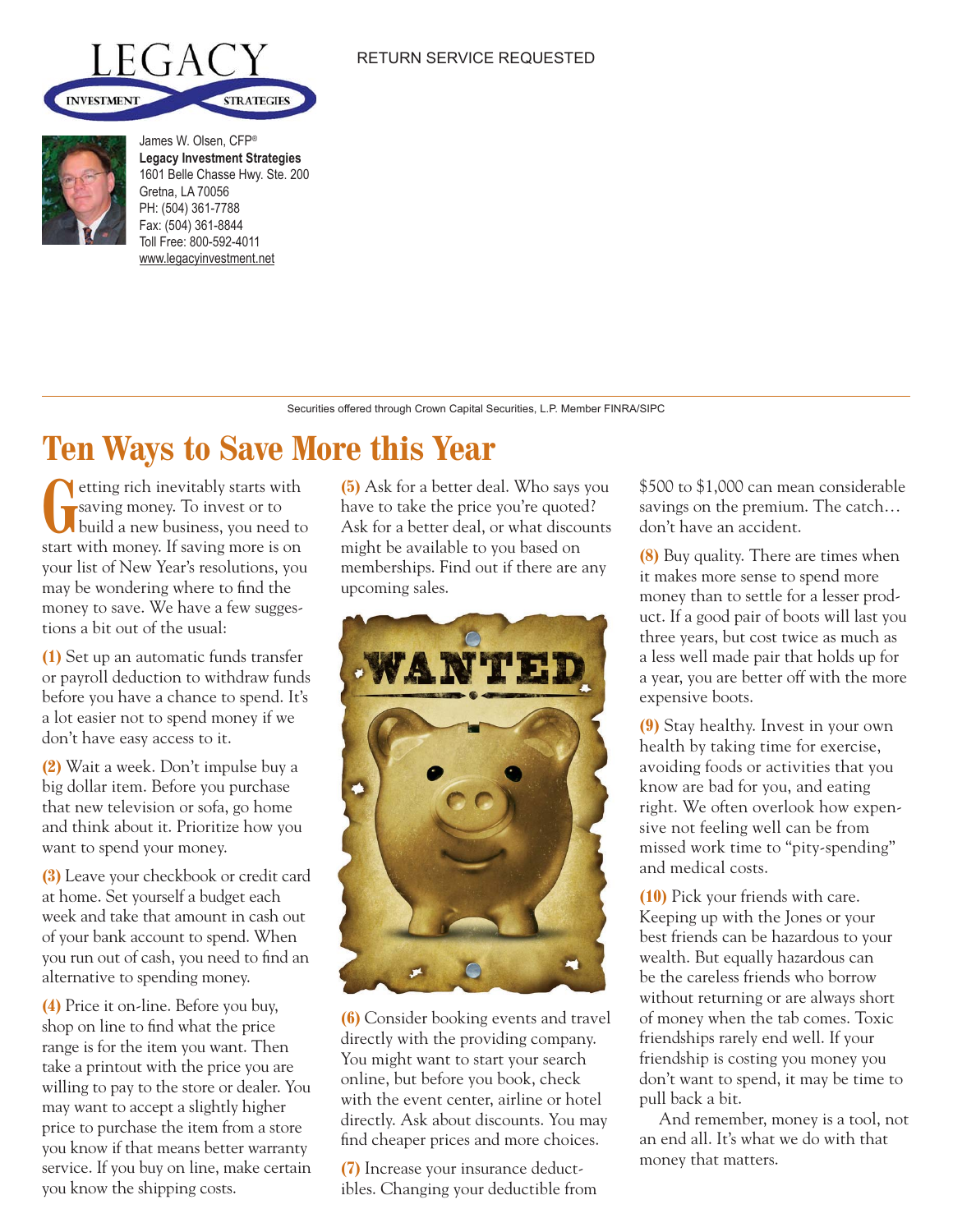LEGACY INVESTMENT STRATEGIES

RETURN SERVICE REQUESTED

James W. Olsen, CFP®
**Legacy Investment Strategies**
1601 Belle Chasse Hwy. Ste. 200
Gretna, LA 70056
PH: (504) 361-7788
Fax: (504) 361-8844
Toll Free: 800-592-4011
www.legacyinvestment.net

Securities offered through Crown Capital Securities, L.P. Member FINRA/SIPC

# Ten Ways to Save More this Year

Getting rich inevitably starts with saving money. To invest or to build a new business, you need to start with money. If saving more is on your list of New Year's resolutions, you may be wondering where to find the money to save. We have a few suggestions a bit out of the usual:

**(1)** Set up an automatic funds transfer or payroll deduction to withdraw funds before you have a chance to spend. It's a lot easier not to spend money if we don't have easy access to it.

**(2)** Wait a week. Don't impulse buy a big dollar item. Before you purchase that new television or sofa, go home and think about it. Prioritize how you want to spend your money.

**(3)** Leave your checkbook or credit card at home. Set yourself a budget each week and take that amount in cash out of your bank account to spend. When you run out of cash, you need to find an alternative to spending money.

**(4)** Price it on-line. Before you buy, shop on line to find what the price range is for the item you want. Then take a printout with the price you are willing to pay to the store or dealer. You may want to accept a slightly higher price to purchase the item from a store you know if that means better warranty service. If you buy on line, make certain you know the shipping costs.

**(5)** Ask for a better deal. Who says you have to take the price you're quoted? Ask for a better deal, or what discounts might be available to you based on memberships. Find out if there are any upcoming sales.

**(6)** Consider booking events and travel directly with the providing company. You might want to start your search online, but before you book, check with the event center, airline or hotel directly. Ask about discounts. You may find cheaper prices and more choices.

**(7)** Increase your insurance deductibles. Changing your deductible from $500 to $1,000 can mean considerable savings on the premium. The catch… don't have an accident.

**(8)** Buy quality. There are times when it makes more sense to spend more money than to settle for a lesser product. If a good pair of boots will last you three years, but cost twice as much as a less well made pair that holds up for a year, you are better off with the more expensive boots.

**(9)** Stay healthy. Invest in your own health by taking time for exercise, avoiding foods or activities that you know are bad for you, and eating right. We often overlook how expensive not feeling well can be from missed work time to "pity-spending" and medical costs.

**(10)** Pick your friends with care. Keeping up with the Jones or your best friends can be hazardous to your wealth. But equally hazardous can be the careless friends who borrow without returning or are always short of money when the tab comes. Toxic friendships rarely end well. If your friendship is costing you money you don't want to spend, it may be time to pull back a bit.

And remember, money is a tool, not an end all. It's what we do with that money that matters.